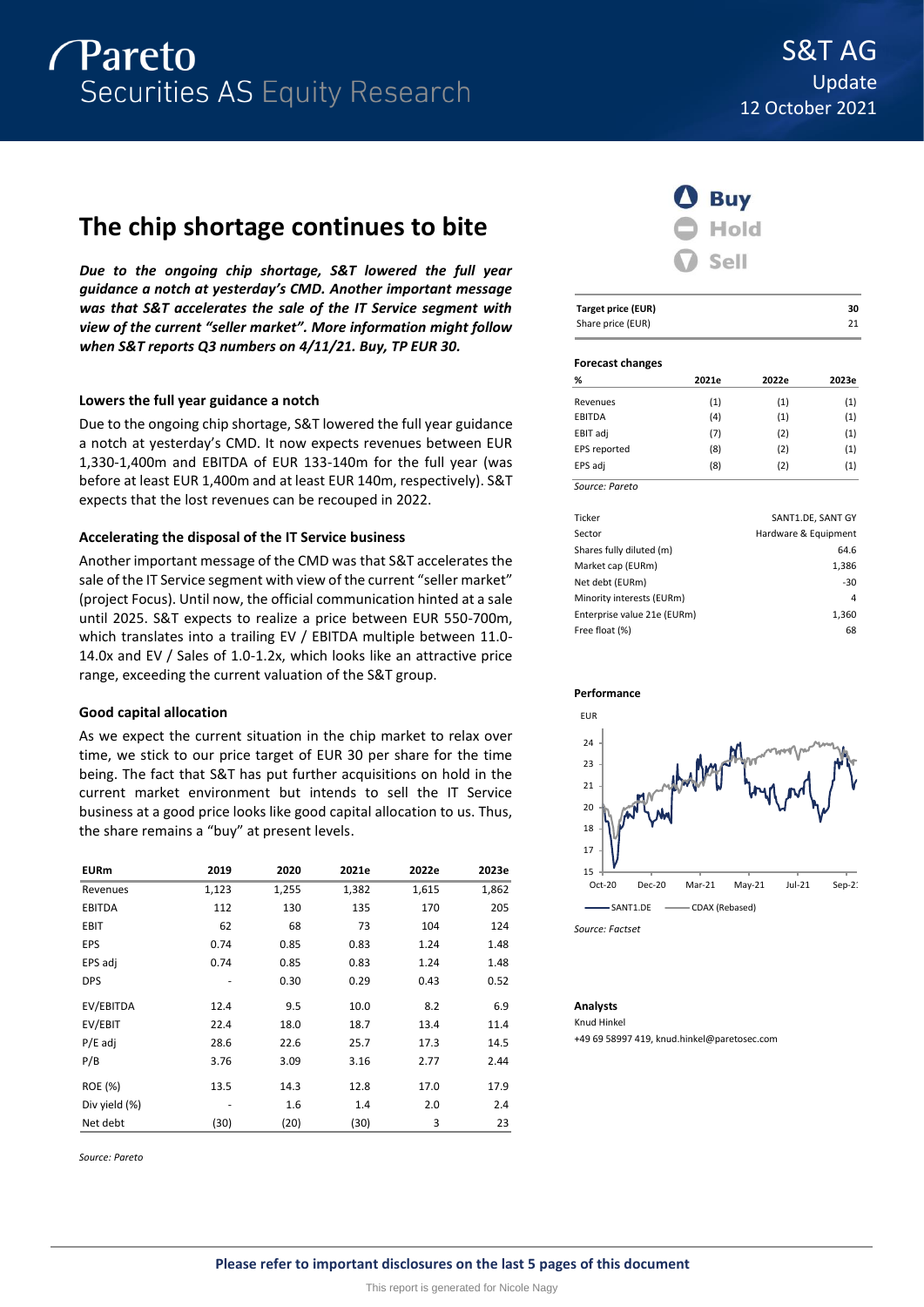# S&T AG

Update
12 October 2021

## The chip shortage continues to bite

***Due to the ongoing chip shortage, S&T lowered the full year guidance a notch at yesterday's CMD. Another important message was that S&T accelerates the sale of the IT Service segment with view of the current "seller market". More information might follow when S&T reports Q3 numbers on 4/11/21. Buy, TP EUR 30.***

### Lowers the full year guidance a notch

Due to the ongoing chip shortage, S&T lowered the full year guidance a notch at yesterday's CMD. It now expects revenues between EUR 1,330-1,400m and EBITDA of EUR 133-140m for the full year (was before at least EUR 1,400m and at least EUR 140m, respectively). S&T expects that the lost revenues can be recouped in 2022.

### Accelerating the disposal of the IT Service business

Another important message of the CMD was that S&T accelerates the sale of the IT Service segment with view of the current "seller market" (project Focus). Until now, the official communication hinted at a sale until 2025. S&T expects to realize a price between EUR 550-700m, which translates into a trailing EV / EBITDA multiple between 11.0-14.0x and EV / Sales of 1.0-1.2x, which looks like an attractive price range, exceeding the current valuation of the S&T group.

### Good capital allocation

As we expect the current situation in the chip market to relax over time, we stick to our price target of EUR 30 per share for the time being. The fact that S&T has put further acquisitions on hold in the current market environment but intends to sell the IT Service business at a good price looks like good capital allocation to us. Thus, the share remains a "buy" at present levels.

| EURm | 2019 | 2020 | 2021e | 2022e | 2023e |
|---|---|---|---|---|---|
| Revenues | 1,123 | 1,255 | 1,382 | 1,615 | 1,862 |
| EBITDA | 112 | 130 | 135 | 170 | 205 |
| EBIT | 62 | 68 | 73 | 104 | 124 |
| EPS | 0.74 | 0.85 | 0.83 | 1.24 | 1.48 |
| EPS adj | 0.74 | 0.85 | 0.83 | 1.24 | 1.48 |
| DPS | - | 0.30 | 0.29 | 0.43 | 0.52 |
| EV/EBITDA | 12.4 | 9.5 | 10.0 | 8.2 | 6.9 |
| EV/EBIT | 22.4 | 18.0 | 18.7 | 13.4 | 11.4 |
| P/E adj | 28.6 | 22.6 | 25.7 | 17.3 | 14.5 |
| P/B | 3.76 | 3.09 | 3.16 | 2.77 | 2.44 |
| ROE (%) | 13.5 | 14.3 | 12.8 | 17.0 | 17.9 |
| Div yield (%) | - | 1.6 | 1.4 | 2.0 | 2.4 |
| Net debt | (30) | (20) | (30) | 3 | 23 |

*Source: Pareto*

**Buy** | Hold | Sell

| Target price (EUR) | 30 |
|---|---|
| Share price (EUR) | 21 |

**Forecast changes**

| % | 2021e | 2022e | 2023e |
|---|---|---|---|
| Revenues | (1) | (1) | (1) |
| EBITDA | (4) | (1) | (1) |
| EBIT adj | (7) | (2) | (1) |
| EPS reported | (8) | (2) | (1) |
| EPS adj | (8) | (2) | (1) |

*Source: Pareto*

| | |
|---|---|
| Ticker | SANT1.DE, SANT GY |
| Sector | Hardware & Equipment |
| Shares fully diluted (m) | 64.6 |
| Market cap (EURm) | 1,386 |
| Net debt (EURm) | -30 |
| Minority interests (EURm) | 4 |
| Enterprise value 21e (EURm) | 1,360 |
| Free float (%) | 68 |

**Performance**

*Source: Factset*

**Analysts**

Knud Hinkel
+49 69 58997 419, knud.hinkel@paretosec.com

**Please refer to important disclosures on the last 5 pages of this document**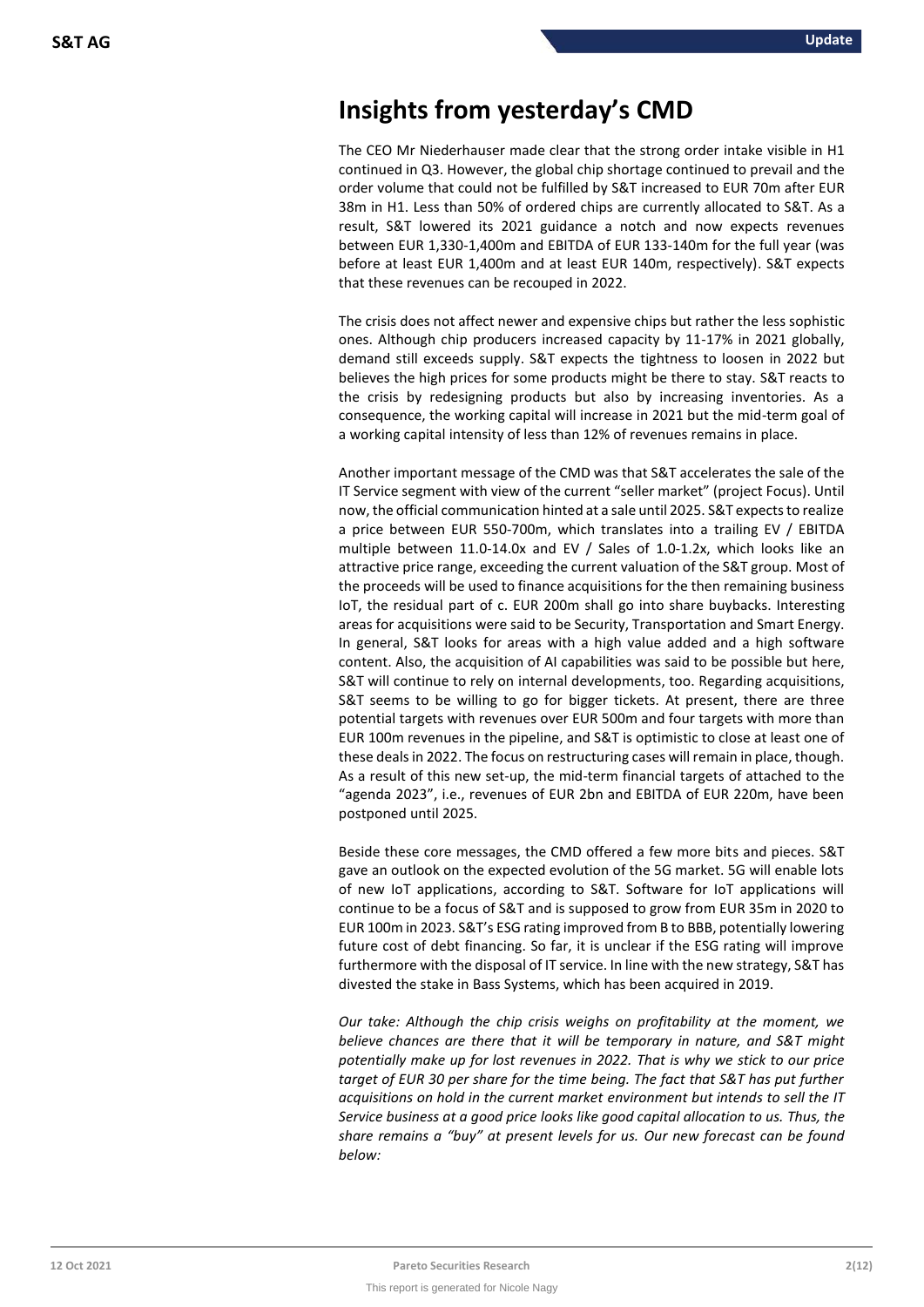# Insights from yesterday's CMD

The CEO Mr Niederhauser made clear that the strong order intake visible in H1 continued in Q3. However, the global chip shortage continued to prevail and the order volume that could not be fulfilled by S&T increased to EUR 70m after EUR 38m in H1. Less than 50% of ordered chips are currently allocated to S&T. As a result, S&T lowered its 2021 guidance a notch and now expects revenues between EUR 1,330-1,400m and EBITDA of EUR 133-140m for the full year (was before at least EUR 1,400m and at least EUR 140m, respectively). S&T expects that these revenues can be recouped in 2022.

The crisis does not affect newer and expensive chips but rather the less sophistic ones. Although chip producers increased capacity by 11-17% in 2021 globally, demand still exceeds supply. S&T expects the tightness to loosen in 2022 but believes the high prices for some products might be there to stay. S&T reacts to the crisis by redesigning products but also by increasing inventories. As a consequence, the working capital will increase in 2021 but the mid-term goal of a working capital intensity of less than 12% of revenues remains in place.

Another important message of the CMD was that S&T accelerates the sale of the IT Service segment with view of the current "seller market" (project Focus). Until now, the official communication hinted at a sale until 2025. S&T expects to realize a price between EUR 550-700m, which translates into a trailing EV / EBITDA multiple between 11.0-14.0x and EV / Sales of 1.0-1.2x, which looks like an attractive price range, exceeding the current valuation of the S&T group. Most of the proceeds will be used to finance acquisitions for the then remaining business IoT, the residual part of c. EUR 200m shall go into share buybacks. Interesting areas for acquisitions were said to be Security, Transportation and Smart Energy. In general, S&T looks for areas with a high value added and a high software content. Also, the acquisition of AI capabilities was said to be possible but here, S&T will continue to rely on internal developments, too. Regarding acquisitions, S&T seems to be willing to go for bigger tickets. At present, there are three potential targets with revenues over EUR 500m and four targets with more than EUR 100m revenues in the pipeline, and S&T is optimistic to close at least one of these deals in 2022. The focus on restructuring cases will remain in place, though. As a result of this new set-up, the mid-term financial targets of attached to the "agenda 2023", i.e., revenues of EUR 2bn and EBITDA of EUR 220m, have been postponed until 2025.

Beside these core messages, the CMD offered a few more bits and pieces. S&T gave an outlook on the expected evolution of the 5G market. 5G will enable lots of new IoT applications, according to S&T. Software for IoT applications will continue to be a focus of S&T and is supposed to grow from EUR 35m in 2020 to EUR 100m in 2023. S&T's ESG rating improved from B to BBB, potentially lowering future cost of debt financing. So far, it is unclear if the ESG rating will improve furthermore with the disposal of IT service. In line with the new strategy, S&T has divested the stake in Bass Systems, which has been acquired in 2019.

*Our take: Although the chip crisis weighs on profitability at the moment, we believe chances are there that it will be temporary in nature, and S&T might potentially make up for lost revenues in 2022. That is why we stick to our price target of EUR 30 per share for the time being. The fact that S&T has put further acquisitions on hold in the current market environment but intends to sell the IT Service business at a good price looks like good capital allocation to us. Thus, the share remains a "buy" at present levels for us. Our new forecast can be found below:*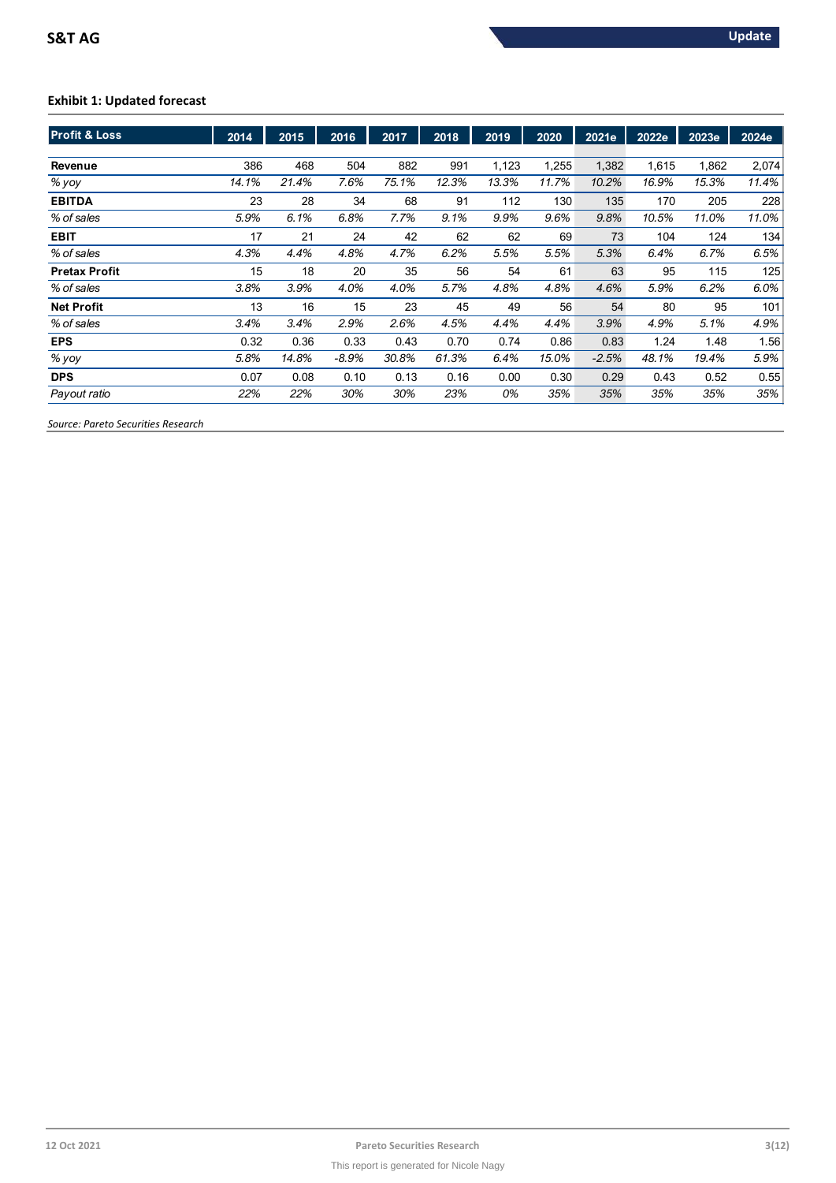### Exhibit 1: Updated forecast

| Profit & Loss | 2014 | 2015 | 2016 | 2017 | 2018 | 2019 | 2020 | 2021e | 2022e | 2023e | 2024e |
|---|---|---|---|---|---|---|---|---|---|---|---|
| **Revenue** | 386 | 468 | 504 | 882 | 991 | 1,123 | 1,255 | 1,382 | 1,615 | 1,862 | 2,074 |
| *% yoy* | *14.1%* | *21.4%* | *7.6%* | *75.1%* | *12.3%* | *13.3%* | *11.7%* | *10.2%* | *16.9%* | *15.3%* | *11.4%* |
| **EBITDA** | 23 | 28 | 34 | 68 | 91 | 112 | 130 | 135 | 170 | 205 | 228 |
| *% of sales* | *5.9%* | *6.1%* | *6.8%* | *7.7%* | *9.1%* | *9.9%* | *9.6%* | *9.8%* | *10.5%* | *11.0%* | *11.0%* |
| **EBIT** | 17 | 21 | 24 | 42 | 62 | 62 | 69 | 73 | 104 | 124 | 134 |
| *% of sales* | *4.3%* | *4.4%* | *4.8%* | *4.7%* | *6.2%* | *5.5%* | *5.5%* | *5.3%* | *6.4%* | *6.7%* | *6.5%* |
| **Pretax Profit** | 15 | 18 | 20 | 35 | 56 | 54 | 61 | 63 | 95 | 115 | 125 |
| *% of sales* | *3.8%* | *3.9%* | *4.0%* | *4.0%* | *5.7%* | *4.8%* | *4.8%* | *4.6%* | *5.9%* | *6.2%* | *6.0%* |
| **Net Profit** | 13 | 16 | 15 | 23 | 45 | 49 | 56 | 54 | 80 | 95 | 101 |
| *% of sales* | *3.4%* | *3.4%* | *2.9%* | *2.6%* | *4.5%* | *4.4%* | *4.4%* | *3.9%* | *4.9%* | *5.1%* | *4.9%* |
| **EPS** | 0.32 | 0.36 | 0.33 | 0.43 | 0.70 | 0.74 | 0.86 | 0.83 | 1.24 | 1.48 | 1.56 |
| *% yoy* | *5.8%* | *14.8%* | *-8.9%* | *30.8%* | *61.3%* | *6.4%* | *15.0%* | *-2.5%* | *48.1%* | *19.4%* | *5.9%* |
| **DPS** | 0.07 | 0.08 | 0.10 | 0.13 | 0.16 | 0.00 | 0.30 | 0.29 | 0.43 | 0.52 | 0.55 |
| *Payout ratio* | *22%* | *22%* | *30%* | *30%* | *23%* | *0%* | *35%* | *35%* | *35%* | *35%* | *35%* |

*Source: Pareto Securities Research*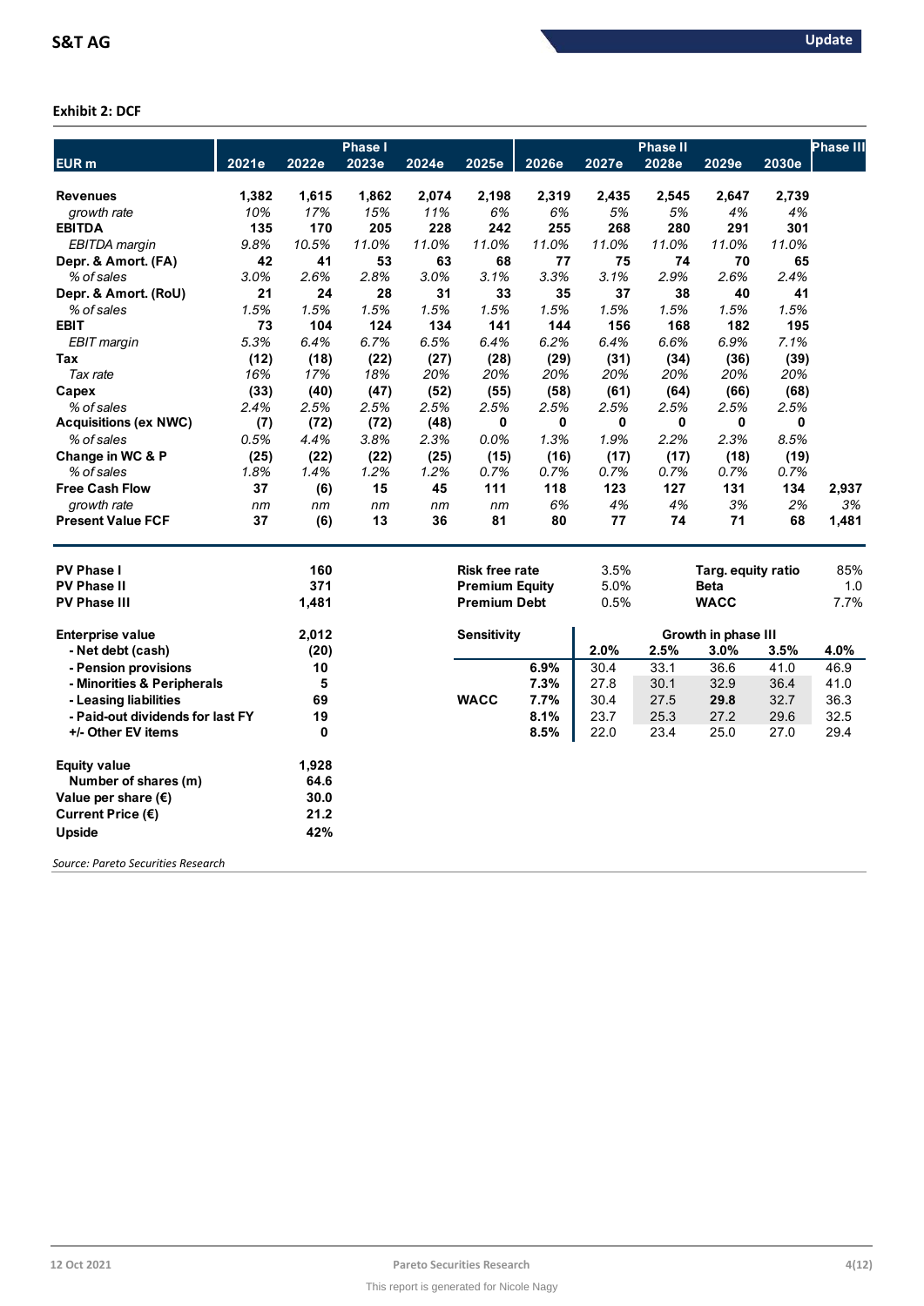**Exhibit 2: DCF**

| EUR m | 2021e | 2022e | 2023e | 2024e | 2025e | 2026e | 2027e | 2028e | 2029e | 2030e | Phase III |
|---|---|---|---|---|---|---|---|---|---|---|---|
| | Phase I | | | | | Phase II | | | | | |
| **Revenues** | **1,382** | **1,615** | **1,862** | **2,074** | **2,198** | **2,319** | **2,435** | **2,545** | **2,647** | **2,739** | |
| *growth rate* | *10%* | *17%* | *15%* | *11%* | *6%* | *6%* | *5%* | *5%* | *4%* | *4%* | |
| **EBITDA** | **135** | **170** | **205** | **228** | **242** | **255** | **268** | **280** | **291** | **301** | |
| *EBITDA margin* | *9.8%* | *10.5%* | *11.0%* | *11.0%* | *11.0%* | *11.0%* | *11.0%* | *11.0%* | *11.0%* | *11.0%* | |
| **Depr. & Amort. (FA)** | **42** | **41** | **53** | **63** | **68** | **77** | **75** | **74** | **70** | **65** | |
| *% of sales* | *3.0%* | *2.6%* | *2.8%* | *3.0%* | *3.1%* | *3.3%* | *3.1%* | *2.9%* | *2.6%* | *2.4%* | |
| **Depr. & Amort. (RoU)** | **21** | **24** | **28** | **31** | **33** | **35** | **37** | **38** | **40** | **41** | |
| *% of sales* | *1.5%* | *1.5%* | *1.5%* | *1.5%* | *1.5%* | *1.5%* | *1.5%* | *1.5%* | *1.5%* | *1.5%* | |
| **EBIT** | **73** | **104** | **124** | **134** | **141** | **144** | **156** | **168** | **182** | **195** | |
| *EBIT margin* | *5.3%* | *6.4%* | *6.7%* | *6.5%* | *6.4%* | *6.2%* | *6.4%* | *6.6%* | *6.9%* | *7.1%* | |
| **Tax** | **(12)** | **(18)** | **(22)** | **(27)** | **(28)** | **(29)** | **(31)** | **(34)** | **(36)** | **(39)** | |
| *Tax rate* | *16%* | *17%* | *18%* | *20%* | *20%* | *20%* | *20%* | *20%* | *20%* | *20%* | |
| **Capex** | **(33)** | **(40)** | **(47)** | **(52)** | **(55)** | **(58)** | **(61)** | **(64)** | **(66)** | **(68)** | |
| *% of sales* | *2.4%* | *2.5%* | *2.5%* | *2.5%* | *2.5%* | *2.5%* | *2.5%* | *2.5%* | *2.5%* | *2.5%* | |
| **Acquisitions (ex NWC)** | **(7)** | **(72)** | **(72)** | **(48)** | **0** | **0** | **0** | **0** | **0** | **0** | |
| *% of sales* | *0.5%* | *4.4%* | *3.8%* | *2.3%* | *0.0%* | *1.3%* | *1.9%* | *2.2%* | *2.3%* | *8.5%* | |
| **Change in WC & P** | **(25)** | **(22)** | **(22)** | **(25)** | **(15)** | **(16)** | **(17)** | **(17)** | **(18)** | **(19)** | |
| *% of sales* | *1.8%* | *1.4%* | *1.2%* | *1.2%* | *0.7%* | *0.7%* | *0.7%* | *0.7%* | *0.7%* | *0.7%* | |
| **Free Cash Flow** | **37** | **(6)** | **15** | **45** | **111** | **118** | **123** | **127** | **131** | **134** | **2,937** |
| *growth rate* | *nm* | *nm* | *nm* | *nm* | *nm* | *6%* | *4%* | *4%* | *3%* | *2%* | *3%* |
| **Present Value FCF** | **37** | **(6)** | **13** | **36** | **81** | **80** | **77** | **74** | **71** | **68** | **1,481** |

| | |
|---|---|
| **PV Phase I** | **160** |
| **PV Phase II** | **371** |
| **PV Phase III** | **1,481** |
| **Enterprise value** | **2,012** |
| **- Net debt (cash)** | **(20)** |
| **- Pension provisions** | **10** |
| **- Minorities & Peripherals** | **5** |
| **- Leasing liabilities** | **69** |
| **- Paid-out dividends for last FY** | **19** |
| **+/- Other EV items** | **0** |
| **Equity value** | **1,928** |
| **Number of shares (m)** | **64.6** |
| **Value per share (€)** | **30.0** |
| **Current Price (€)** | **21.2** |
| **Upside** | **42%** |

| | | | |
|---|---|---|---|
| **Risk free rate** | 3.5% | **Targ. equity ratio** | 85% |
| **Premium Equity** | 5.0% | **Beta** | 1.0 |
| **Premium Debt** | 0.5% | **WACC** | 7.7% |

| **Sensitivity** | | Growth in phase III | | | | |
|---|---|---|---|---|---|---|
| | | **2.0%** | **2.5%** | **3.0%** | **3.5%** | **4.0%** |
| | **6.9%** | 30.4 | 33.1 | 36.6 | 41.0 | 46.9 |
| | **7.3%** | 27.8 | 30.1 | 32.9 | 36.4 | 41.0 |
| **WACC** | **7.7%** | 30.4 | 27.5 | **29.8** | 32.7 | 36.3 |
| | **8.1%** | 23.7 | 25.3 | 27.2 | 29.6 | 32.5 |
| | **8.5%** | 22.0 | 23.4 | 25.0 | 27.0 | 29.4 |

*Source: Pareto Securities Research*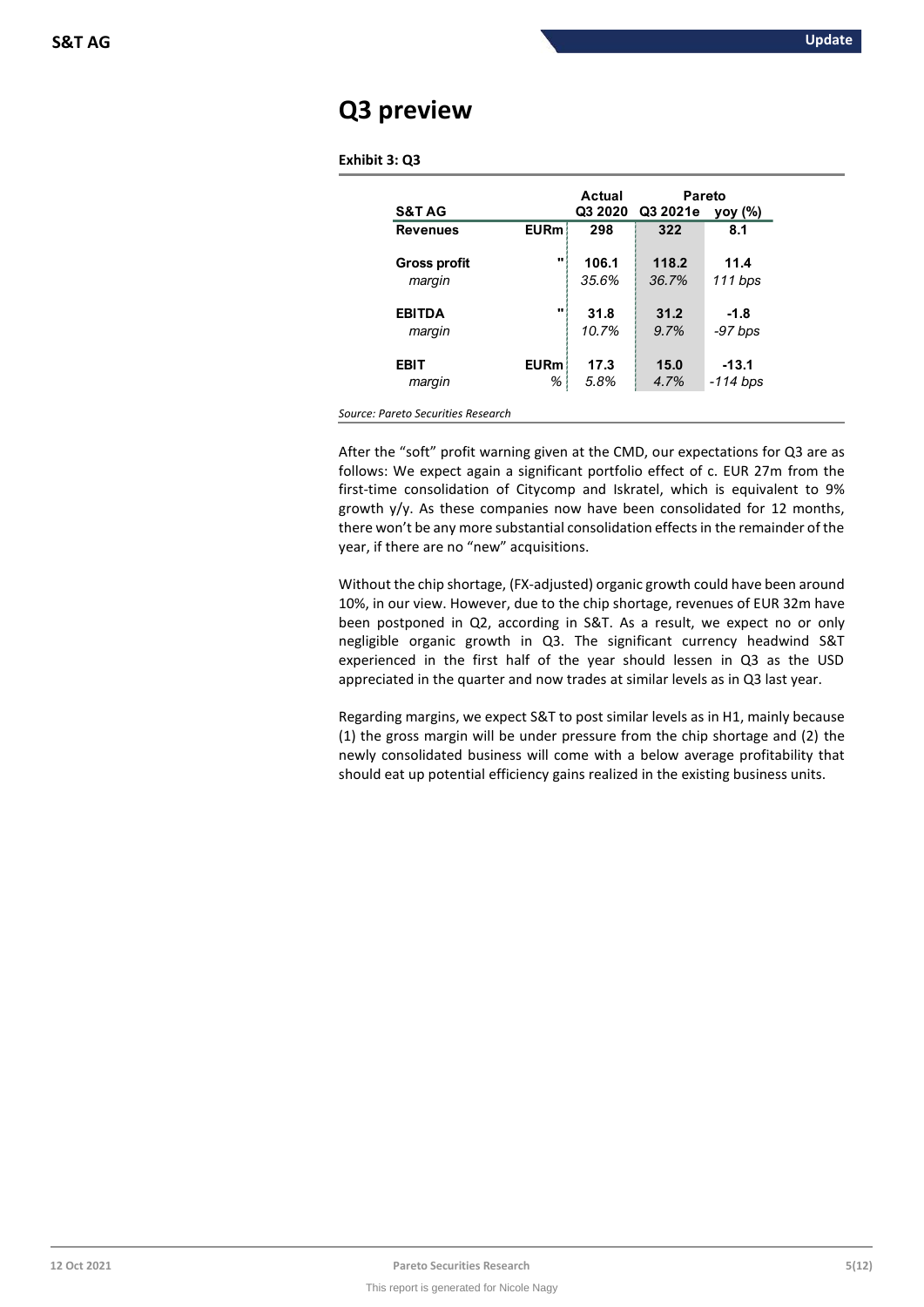## Q3 preview

**Exhibit 3: Q3**

| S&T AG | | Actual Q3 2020 | Pareto Q3 2021e | yoy (%) |
|---|---|---|---|---|
| **Revenues** | **EURm** | **298** | **322** | **8.1** |
| **Gross profit** | **"** | **106.1** | **118.2** | **11.4** |
| *margin* | | *35.6%* | *36.7%* | *111 bps* |
| **EBITDA** | **"** | **31.8** | **31.2** | **-1.8** |
| *margin* | | *10.7%* | *9.7%* | *-97 bps* |
| **EBIT** | **EURm** | **17.3** | **15.0** | **-13.1** |
| *margin* | *%* | *5.8%* | *4.7%* | *-114 bps* |

*Source: Pareto Securities Research*

After the "soft" profit warning given at the CMD, our expectations for Q3 are as follows: We expect again a significant portfolio effect of c. EUR 27m from the first-time consolidation of Citycomp and Iskratel, which is equivalent to 9% growth y/y. As these companies now have been consolidated for 12 months, there won't be any more substantial consolidation effects in the remainder of the year, if there are no "new" acquisitions.

Without the chip shortage, (FX-adjusted) organic growth could have been around 10%, in our view. However, due to the chip shortage, revenues of EUR 32m have been postponed in Q2, according in S&T. As a result, we expect no or only negligible organic growth in Q3. The significant currency headwind S&T experienced in the first half of the year should lessen in Q3 as the USD appreciated in the quarter and now trades at similar levels as in Q3 last year.

Regarding margins, we expect S&T to post similar levels as in H1, mainly because (1) the gross margin will be under pressure from the chip shortage and (2) the newly consolidated business will come with a below average profitability that should eat up potential efficiency gains realized in the existing business units.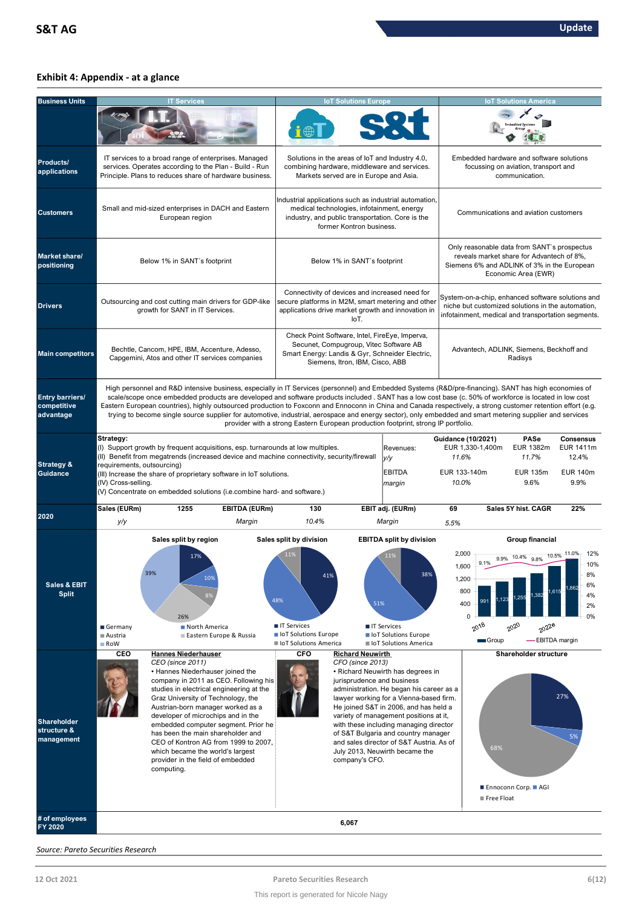## Exhibit 4: Appendix - at a glance

| Business Units | IT Services | IoT Solutions Europe | IoT Solutions America |
|---|---|---|---|
| Products/ applications | IT services to a broad range of enterprises. Managed services. Operates according to the Plan - Build - Run Principle. Plans to reduces share of hardware business. | Solutions in the areas of IoT and Industry 4.0, combining hardware, middleware and services. Markets served are in Europe and Asia. | Embedded hardware and software solutions focussing on aviation, transport and communication. |
| Customers | Small and mid-sized enterprises in DACH and Eastern European region | Industrial applications such as industrial automation, medical technologies, infotainment, energy industry, and public transportation. Core is the former Kontron business. | Communications and aviation customers |
| Market share/ positioning | Below 1% in SANT´s footprint | Below 1% in SANT´s footprint | Only reasonable data from SANT`s prospectus reveals market share for Advantech of 8%, Siemens 6% and ADLINK of 3% in the European Economic Area (EWR) |
| Drivers | Outsourcing and cost cutting main drivers for GDP-like growth for SANT in IT Services. | Connectivity of devices and increased need for secure platforms in M2M, smart metering and other applications drive market growth and innovation in IoT. | System-on-a-chip, enhanced software solutions and niche but customized solutions in the automation, infotainment, medical and transportation segments. |
| Main competitors | Bechtle, Cancom, HPE, IBM, Accenture, Adesso, Capgemini, Atos and other IT services companies | Check Point Software, Intel, FireEye, Imperva, Secunet, Compugroup, Vitec Software AB Smart Energy: Landis & Gyr, Schneider Electric, Siemens, Itron, IBM, Cisco, ABB | Advantech, ADLINK, Siemens, Beckhoff and Radisys |

**Entry barriers/ competitive advantage**

High personnel and R&D intensive business, especially in IT Services (personnel) and Embedded Systems (R&D/pre-financing). SANT has high economies of scale/scope once embedded products are developed and software products included . SANT has a low cost base (c. 50% of workforce is located in low cost Eastern European countries), highly outsourced production to Foxconn and Ennoconn in China and Canada respectively, a strong customer retention effort (e.g. trying to become single source supplier for automotive, industrial, aerospace and energy sector), only embedded and smart metering supplier and services provider with a strong Eastern European production footprint, strong IP portfolio.

**Strategy & Guidance**

**Strategy:**
(I) Support growth by frequent acquisitions, esp. turnarounds at low multiples.
(II) Benefit from megatrends (increased device and machine connectivity, security/firewall requirements, outsourcing)
(III) Increase the share of proprietary software in IoT solutions.
(IV) Cross-selling.
(V) Concentrate on embedded solutions (i.e.combine hard- and software.)

| | Guidance (10/2021) | PASe | Consensus |
|---|---|---|---|
| Revenues: | EUR 1,330-1,400m | EUR 1382m | EUR 1411m |
| *y/y* | *11.6%* | *11.7%* | 12.4% |
| EBITDA | EUR 133-140m | EUR 135m | EUR 140m |
| *margin* | *10.0%* | 9.6% | 9.9% |

**2020**

| Sales (EURm) | 1255 | EBITDA (EURm) | 130 | EBIT adj. (EURm) | 69 | Sales 5Y hist. CAGR | 22% |
|---|---|---|---|---|---|---|---|
| *y/y* | | *Margin* | *10.4%* | *Margin* | *5.5%* | | |

**Sales & EBIT Split**

Sales split by region: Germany 39%, North America 17%, Austria 10%, Eastern Europe & Russia 8%, RoW 26%

Sales split by division: IT Services 41%, IoT Solutions Europe 48%, IoT Solutions America 11%

EBITDA split by division: IT Services 38%, IoT Solutions Europe 51%, IoT Solutions America 11%

Group financial:

| | 2018 | 2019 | 2020 | 2021 | 2022e |
|---|---|---|---|---|---|
| Group (EURm) | 991 | 1,123 | 1,255 | 1,382 | 1,615 / 1,862 |
| EBITDA margin | 9.1% | 9.9% | 10.4% | 9.8% | 10.5% / 11.0% |

**Shareholder structure & management**

**CEO** — **Hannes Niederhauser**
*CEO (since 2011)*
• Hannes Niederhauser joined the company in 2011 as CEO. Following his studies in electrical engineering at the Graz University of Technology, the Austrian-born manager worked as a developer of microchips and in the embedded computer segment. Prior he has been the main shareholder and CEO of Kontron AG from 1999 to 2007, which became the world's largest provider in the field of embedded computing.

**CFO** — **Richard Neuwirth**
*CFO (since 2013)*
• Richard Neuwirth has degrees in jurisprudence and business administration. He began his career as a lawyer working for a Vienna-based firm. He joined S&T in 2006, and has held a variety of management positions at it, with these including managing director of S&T Bulgaria and country manager and sales director of S&T Austria. As of July 2013, Neuwirth became the company's CFO.

Shareholder structure: Ennoconn Corp. 27%, AGI 5%, Free Float 68%

**# of employees FY 2020:** 6,067

*Source: Pareto Securities Research*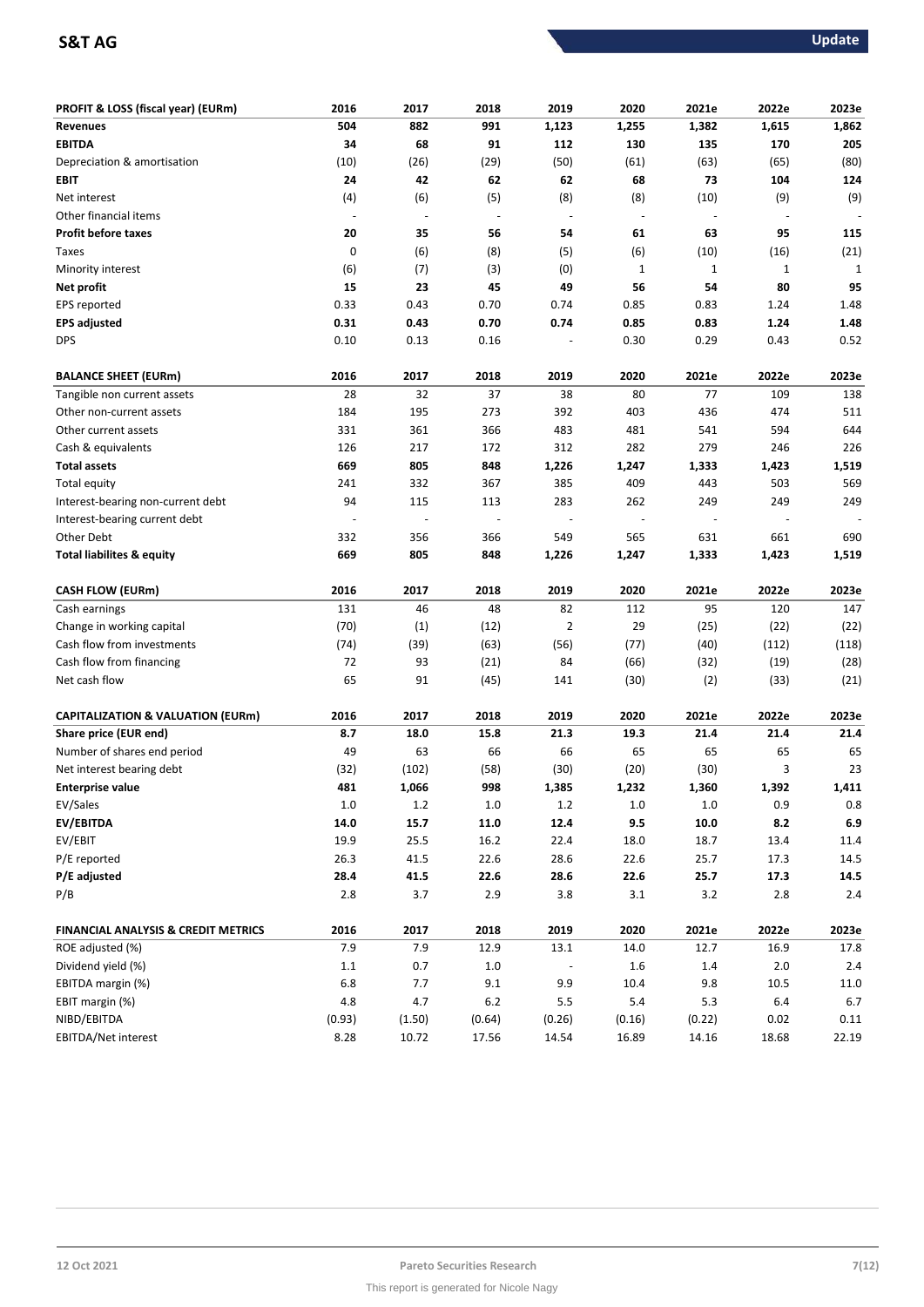| PROFIT & LOSS (fiscal year) (EURm) | 2016 | 2017 | 2018 | 2019 | 2020 | 2021e | 2022e | 2023e |
|---|---|---|---|---|---|---|---|---|
| **Revenues** | **504** | **882** | **991** | **1,123** | **1,255** | **1,382** | **1,615** | **1,862** |
| **EBITDA** | **34** | **68** | **91** | **112** | **130** | **135** | **170** | **205** |
| Depreciation & amortisation | (10) | (26) | (29) | (50) | (61) | (63) | (65) | (80) |
| **EBIT** | **24** | **42** | **62** | **62** | **68** | **73** | **104** | **124** |
| Net interest | (4) | (6) | (5) | (8) | (8) | (10) | (9) | (9) |
| Other financial items | - | - | - | - | - | - | - | - |
| **Profit before taxes** | **20** | **35** | **56** | **54** | **61** | **63** | **95** | **115** |
| Taxes | 0 | (6) | (8) | (5) | (6) | (10) | (16) | (21) |
| Minority interest | (6) | (7) | (3) | (0) | 1 | 1 | 1 | 1 |
| **Net profit** | **15** | **23** | **45** | **49** | **56** | **54** | **80** | **95** |
| EPS reported | 0.33 | 0.43 | 0.70 | 0.74 | 0.85 | 0.83 | 1.24 | 1.48 |
| **EPS adjusted** | **0.31** | **0.43** | **0.70** | **0.74** | **0.85** | **0.83** | **1.24** | **1.48** |
| DPS | 0.10 | 0.13 | 0.16 | - | 0.30 | 0.29 | 0.43 | 0.52 |

| BALANCE SHEET (EURm) | 2016 | 2017 | 2018 | 2019 | 2020 | 2021e | 2022e | 2023e |
|---|---|---|---|---|---|---|---|---|
| Tangible non current assets | 28 | 32 | 37 | 38 | 80 | 77 | 109 | 138 |
| Other non-current assets | 184 | 195 | 273 | 392 | 403 | 436 | 474 | 511 |
| Other current assets | 331 | 361 | 366 | 483 | 481 | 541 | 594 | 644 |
| Cash & equivalents | 126 | 217 | 172 | 312 | 282 | 279 | 246 | 226 |
| **Total assets** | **669** | **805** | **848** | **1,226** | **1,247** | **1,333** | **1,423** | **1,519** |
| Total equity | 241 | 332 | 367 | 385 | 409 | 443 | 503 | 569 |
| Interest-bearing non-current debt | 94 | 115 | 113 | 283 | 262 | 249 | 249 | 249 |
| Interest-bearing current debt | - | - | - | - | - | - | - | - |
| Other Debt | 332 | 356 | 366 | 549 | 565 | 631 | 661 | 690 |
| **Total liabilites & equity** | **669** | **805** | **848** | **1,226** | **1,247** | **1,333** | **1,423** | **1,519** |

| CASH FLOW (EURm) | 2016 | 2017 | 2018 | 2019 | 2020 | 2021e | 2022e | 2023e |
|---|---|---|---|---|---|---|---|---|
| Cash earnings | 131 | 46 | 48 | 82 | 112 | 95 | 120 | 147 |
| Change in working capital | (70) | (1) | (12) | 2 | 29 | (25) | (22) | (22) |
| Cash flow from investments | (74) | (39) | (63) | (56) | (77) | (40) | (112) | (118) |
| Cash flow from financing | 72 | 93 | (21) | 84 | (66) | (32) | (19) | (28) |
| Net cash flow | 65 | 91 | (45) | 141 | (30) | (2) | (33) | (21) |

| CAPITALIZATION & VALUATION (EURm) | 2016 | 2017 | 2018 | 2019 | 2020 | 2021e | 2022e | 2023e |
|---|---|---|---|---|---|---|---|---|
| **Share price (EUR end)** | **8.7** | **18.0** | **15.8** | **21.3** | **19.3** | **21.4** | **21.4** | **21.4** |
| Number of shares end period | 49 | 63 | 66 | 66 | 65 | 65 | 65 | 65 |
| Net interest bearing debt | (32) | (102) | (58) | (30) | (20) | (30) | 3 | 23 |
| **Enterprise value** | **481** | **1,066** | **998** | **1,385** | **1,232** | **1,360** | **1,392** | **1,411** |
| EV/Sales | 1.0 | 1.2 | 1.0 | 1.2 | 1.0 | 1.0 | 0.9 | 0.8 |
| **EV/EBITDA** | **14.0** | **15.7** | **11.0** | **12.4** | **9.5** | **10.0** | **8.2** | **6.9** |
| EV/EBIT | 19.9 | 25.5 | 16.2 | 22.4 | 18.0 | 18.7 | 13.4 | 11.4 |
| P/E reported | 26.3 | 41.5 | 22.6 | 28.6 | 22.6 | 25.7 | 17.3 | 14.5 |
| **P/E adjusted** | **28.4** | **41.5** | **22.6** | **28.6** | **22.6** | **25.7** | **17.3** | **14.5** |
| P/B | 2.8 | 3.7 | 2.9 | 3.8 | 3.1 | 3.2 | 2.8 | 2.4 |

| FINANCIAL ANALYSIS & CREDIT METRICS | 2016 | 2017 | 2018 | 2019 | 2020 | 2021e | 2022e | 2023e |
|---|---|---|---|---|---|---|---|---|
| ROE adjusted (%) | 7.9 | 7.9 | 12.9 | 13.1 | 14.0 | 12.7 | 16.9 | 17.8 |
| Dividend yield (%) | 1.1 | 0.7 | 1.0 | - | 1.6 | 1.4 | 2.0 | 2.4 |
| EBITDA margin (%) | 6.8 | 7.7 | 9.1 | 9.9 | 10.4 | 9.8 | 10.5 | 11.0 |
| EBIT margin (%) | 4.8 | 4.7 | 6.2 | 5.5 | 5.4 | 5.3 | 6.4 | 6.7 |
| NIBD/EBITDA | (0.93) | (1.50) | (0.64) | (0.26) | (0.16) | (0.22) | 0.02 | 0.11 |
| EBITDA/Net interest | 8.28 | 10.72 | 17.56 | 14.54 | 16.89 | 14.16 | 18.68 | 22.19 |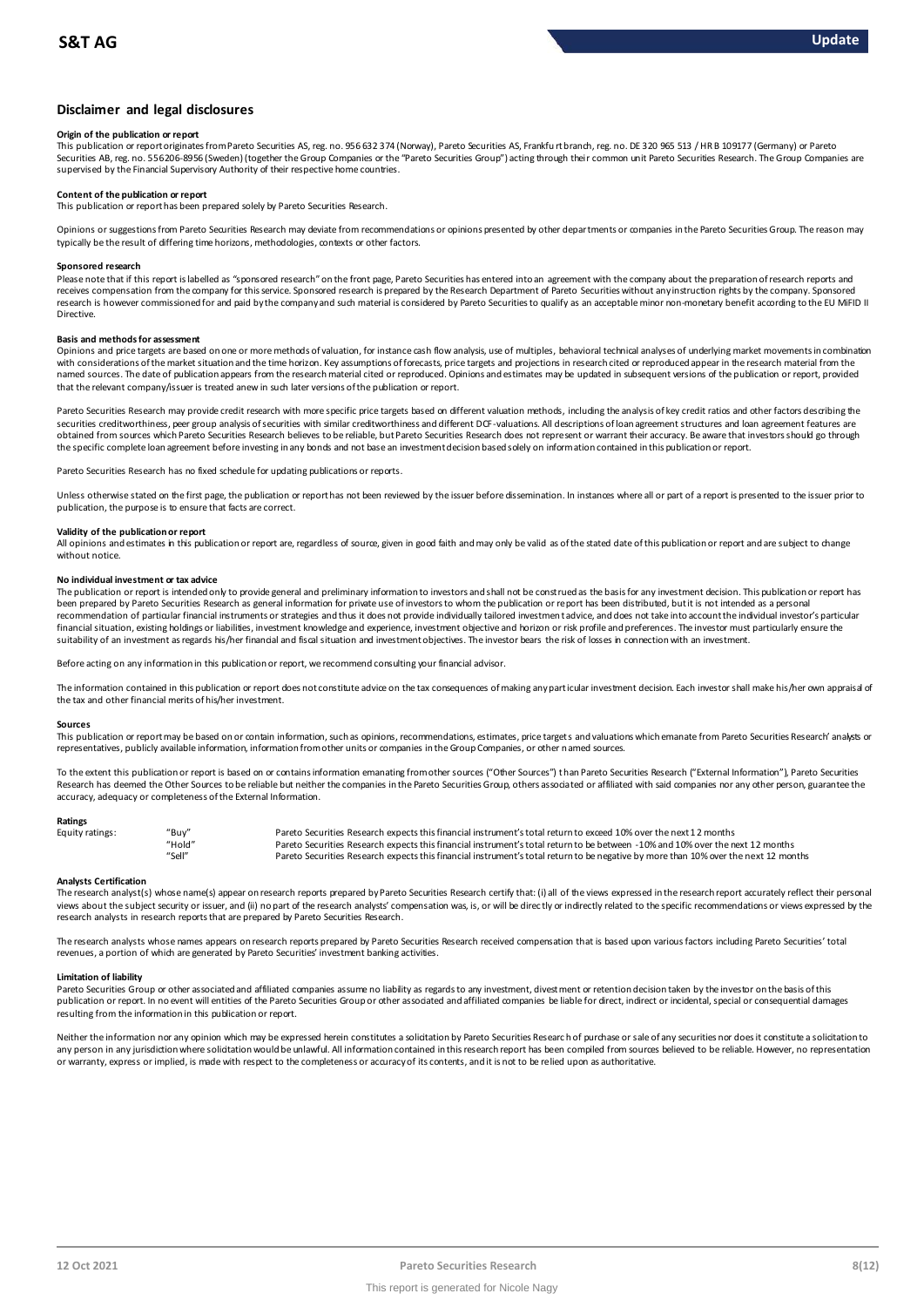# Disclaimer and legal disclosures

### Origin of the publication or report

This publication or report originates from Pareto Securities AS, reg. no. 956 632 374 (Norway), Pareto Securities AS, Frankfurt branch, reg. no. DE 320 965 513 / HR B 109177 (Germany) or Pareto Securities AB, reg. no. 556206-8956 (Sweden) (together the Group Companies or the "Pareto Securities Group") acting through their common unit Pareto Securities Research. The Group Companies are supervised by the Financial Supervisory Authority of their respective home countries.

### Content of the publication or report

This publication or report has been prepared solely by Pareto Securities Research.

Opinions or suggestions from Pareto Securities Research may deviate from recommendations or opinions presented by other departments or companies in the Pareto Securities Group. The reason may typically be the result of differing time horizons, methodologies, contexts or other factors.

### Sponsored research

Please note that if this report is labelled as "sponsored research" on the front page, Pareto Securities has entered into an agreement with the company about the preparation of research reports and receives compensation from the company for this service. Sponsored research is prepared by the Research Department of Pareto Securities without any instruction rights by the company. Sponsored research is however commissioned for and paid by the company and such material is considered by Pareto Securities to qualify as an acceptable minor non-monetary benefit according to the EU MiFID II Directive.

### Basis and methods for assessment

Opinions and price targets are based on one or more methods of valuation, for instance cash flow analysis, use of multiples, behavioral technical analyses of underlying market movements in combination with considerations of the market situation and the time horizon. Key assumptions of forecasts, price targets and projections in research cited or reproduced appear in the research material from the named sources. The date of publication appears from the research material cited or reproduced. Opinions and estimates may be updated in subsequent versions of the publication or report, provided that the relevant company/issuer is treated anew in such later versions of the publication or report.

Pareto Securities Research may provide credit research with more specific price targets based on different valuation methods, including the analysis of key credit ratios and other factors describing the securities creditworthiness, peer group analysis of securities with similar creditworthiness and different DCF-valuations. All descriptions of loan agreement structures and loan agreement features are obtained from sources which Pareto Securities Research believes to be reliable, but Pareto Securities Research does not represent or warrant their accuracy. Be aware that investors should go through the specific complete loan agreement before investing in any bonds and not base an investment decision based solely on information contained in this publication or report.

Pareto Securities Research has no fixed schedule for updating publications or reports.

Unless otherwise stated on the first page, the publication or report has not been reviewed by the issuer before dissemination. In instances where all or part of a report is presented to the issuer prior to publication, the purpose is to ensure that facts are correct.

### Validity of the publication or report

All opinions and estimates in this publication or report are, regardless of source, given in good faith and may only be valid as of the stated date of this publication or report and are subject to change without notice.

### No individual investment or tax advice

The publication or report is intended only to provide general and preliminary information to investors and shall not be construed as the basis for any investment decision. This publication or report has been prepared by Pareto Securities Research as general information for private use of investors to whom the publication or report has been distributed, but it is not intended as a personal recommendation of particular financial instruments or strategies and thus it does not provide individually tailored investment advice, and does not take into account the individual investor's particular financial situation, existing holdings or liabilities, investment knowledge and experience, investment objective and horizon or risk profile and preferences. The investor must particularly ensure the suitability of an investment as regards his/her financial and fiscal situation and investment objectives. The investor bears the risk of losses in connection with an investment.

Before acting on any information in this publication or report, we recommend consulting your financial advisor.

The information contained in this publication or report does not constitute advice on the tax consequences of making any particular investment decision. Each investor shall make his/her own appraisal of the tax and other financial merits of his/her investment.

### Sources

This publication or report may be based on or contain information, such as opinions, recommendations, estimates, price targets and valuations which emanate from Pareto Securities Research' analysts or representatives, publicly available information, information from other units or companies in the Group Companies, or other named sources.

To the extent this publication or report is based on or contains information emanating from other sources ("Other Sources") than Pareto Securities Research ("External Information"), Pareto Securities Research has deemed the Other Sources to be reliable but neither the companies in the Pareto Securities Group, others associated or affiliated with said companies nor any other person, guarantee the accuracy, adequacy or completeness of the External Information.

### Ratings

| | | |
|---|---|---|
| Equity ratings: | "Buy" | Pareto Securities Research expects this financial instrument's total return to exceed 10% over the next 12 months |
| | "Hold" | Pareto Securities Research expects this financial instrument's total return to be between -10% and 10% over the next 12 months |
| | "Sell" | Pareto Securities Research expects this financial instrument's total return to be negative by more than 10% over the next 12 months |

### Analysts Certification

The research analyst(s) whose name(s) appear on research reports prepared by Pareto Securities Research certify that: (i) all of the views expressed in the research report accurately reflect their personal views about the subject security or issuer, and (ii) no part of the research analysts' compensation was, is, or will be directly or indirectly related to the specific recommendations or views expressed by the research analysts in research reports that are prepared by Pareto Securities Research.

The research analysts whose names appears on research reports prepared by Pareto Securities Research received compensation that is based upon various factors including Pareto Securities' total revenues, a portion of which are generated by Pareto Securities' investment banking activities.

### Limitation of liability

Pareto Securities Group or other associated and affiliated companies assume no liability as regards to any investment, divestment or retention decision taken by the investor on the basis of this publication or report. In no event will entities of the Pareto Securities Group or other associated and affiliated companies be liable for direct, indirect or incidental, special or consequential damages resulting from the information in this publication or report.

Neither the information nor any opinion which may be expressed herein constitutes a solicitation by Pareto Securities Research of purchase or sale of any securities nor does it constitute a solicitation to any person in any jurisdiction where solicitation would be unlawful. All information contained in this research report has been compiled from sources believed to be reliable. However, no representation or warranty, express or implied, is made with respect to the completeness or accuracy of its contents, and it is not to be relied upon as authoritative.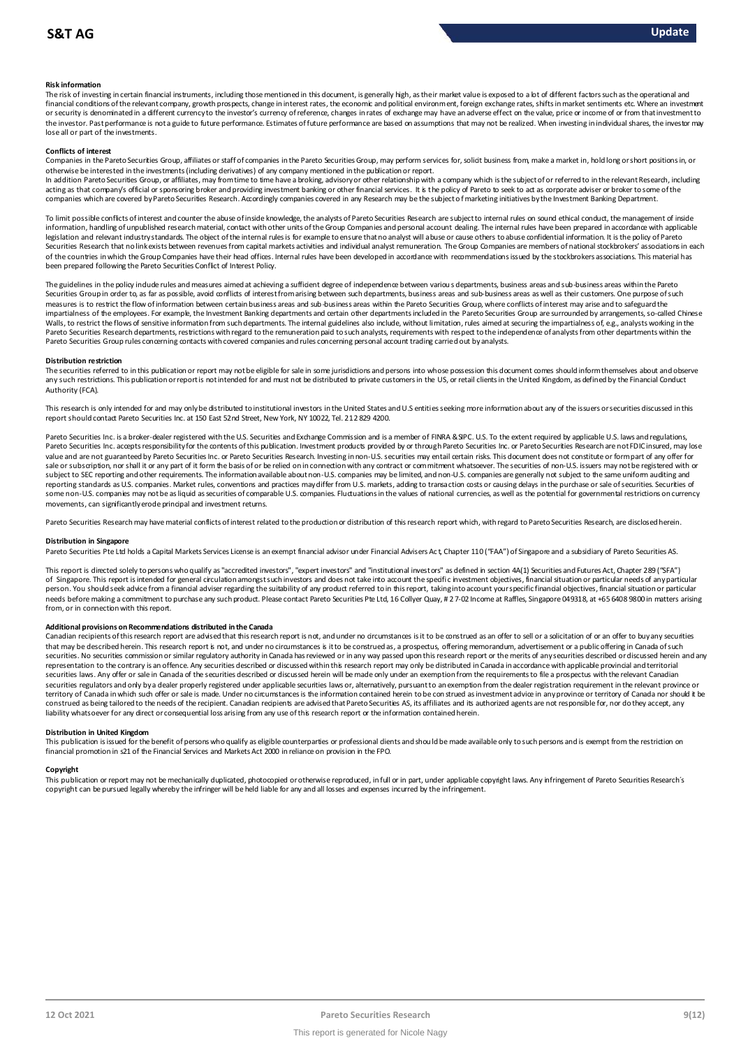**Risk information**

The risk of investing in certain financial instruments, including those mentioned in this document, is generally high, as their market value is exposed to a lot of different factors such as the operational and financial conditions of the relevant company, growth prospects, change in interest rates, the economic and political environment, foreign exchange rates, shifts in market sentiments etc. Where an investment or security is denominated in a different currency to the investor's currency of reference, changes in rates of exchange may have an adverse effect on the value, price or income of or from that investment to the investor. Past performance is not a guide to future performance. Estimates of future performance are based on assumptions that may not be realized. When investing in individual shares, the investor may lose all or part of the investments.

**Conflicts of interest**

Companies in the Pareto Securities Group, affiliates or staff of companies in the Pareto Securities Group, may perform services for, solicit business from, make a market in, hold long or short positions in, or otherwise be interested in the investments (including derivatives) of any company mentioned in the publication or report.

In addition Pareto Securities Group, or affiliates, may from time to time have a broking, advisory or other relationship with a company which is the subject of or referred to in the relevant Research, including acting as that company's official or sponsoring broker and providing investment banking or other financial services. It is the policy of Pareto to seek to act as corporate adviser or broker to some of the companies which are covered by Pareto Securities Research. Accordingly companies covered in any Research may be the subject of marketing initiatives by the Investment Banking Department.

To limit possible conflicts of interest and counter the abuse of inside knowledge, the analysts of Pareto Securities Research are subject to internal rules on sound ethical conduct, the management of inside information, handling of unpublished research material, contact with other units of the Group Companies and personal account dealing. The internal rules have been prepared in accordance with applicable legislation and relevant industry standards. The object of the internal rules is for example to ensure that no analyst will abuse or cause others to abuse confidential information. It is the policy of Pareto Securities Research that no link exists between revenues from capital markets activities and individual analyst remuneration. The Group Companies are members of national stockbrokers' associations in each of the countries in which the Group Companies have their head offices. Internal rules have been developed in accordance with recommendations issued by the stockbrokers associations. This material has been prepared following the Pareto Securities Conflict of Interest Policy.

The guidelines in the policy include rules and measures aimed at achieving a sufficient degree of independence between various departments, business areas and sub-business areas within the Pareto Securities Group in order to, as far as possible, avoid conflicts of interest from arising between such departments, business areas and sub-business areas as well as their customers. One purpose of such measures is to restrict the flow of information between certain business areas and sub-business areas within the Pareto Securities Group, where conflicts of interest may arise and to safeguard the impartialness of the employees. For example, the Investment Banking departments and certain other departments included in the Pareto Securities Group are surrounded by arrangements, so-called Chinese Walls, to restrict the flows of sensitive information from such departments. The internal guidelines also include, without limitation, rules aimed at securing the impartialness of, e.g., analysts working in the Pareto Securities Research departments, restrictions with regard to the remuneration paid to such analysts, requirements with respect to the independence of analysts from other departments within the Pareto Securities Group rules concerning contacts with covered companies and rules concerning personal account trading carried out by analysts.

**Distribution restriction**

The securities referred to in this publication or report may not be eligible for sale in some jurisdictions and persons into whose possession this document comes should inform themselves about and observe any such restrictions. This publication or report is not intended for and must not be distributed to private customers in the US, or retail clients in the United Kingdom, as defined by the Financial Conduct Authority (FCA).

This research is only intended for and may only be distributed to institutional investors in the United States and U.S entities seeking more information about any of the issuers or securities discussed in this report should contact Pareto Securities Inc. at 150 East 52nd Street, New York, NY 10022, Tel. 212 829 4200.

Pareto Securities Inc. is a broker-dealer registered with the U.S. Securities and Exchange Commission and is a member of FINRA & SIPC. U.S. To the extent required by applicable U.S. laws and regulations, Pareto Securities Inc. accepts responsibility for the contents of this publication. Investment products provided by or through Pareto Securities Inc. or Pareto Securities Research are not FDIC insured, may lose value and are not guaranteed by Pareto Securities Inc. or Pareto Securities Research. Investing in non-U.S. securities may entail certain risks. This document does not constitute or form part of any offer for sale or subscription, nor shall it or any part of it form the basis of or be relied on in connection with any contract or commitment whatsoever. The securities of non-U.S. issuers may not be registered with or subject to SEC reporting and other requirements. The information available about non-U.S. companies may be limited, and non-U.S. companies are generally not subject to the same uniform auditing and reporting standards as U.S. companies. Market rules, conventions and practices may differ from U.S. markets, adding to transaction costs or causing delays in the purchase or sale of securities. Securities of some non-U.S. companies may not be as liquid as securities of comparable U.S. companies. Fluctuations in the values of national currencies, as well as the potential for governmental restrictions on currency movements, can significantly erode principal and investment returns.

Pareto Securities Research may have material conflicts of interest related to the production or distribution of this research report which, with regard to Pareto Securities Research, are disclosed herein.

**Distribution in Singapore**

Pareto Securities Pte Ltd holds a Capital Markets Services License is an exempt financial advisor under Financial Advisers Act, Chapter 110 ("FAA") of Singapore and a subsidiary of Pareto Securities AS.

This report is directed solely to persons who qualify as "accredited investors", "expert investors" and "institutional investors" as defined in section 4A(1) Securities and Futures Act, Chapter 289 ("SFA") of Singapore. This report is intended for general circulation amongst such investors and does not take into account the specific investment objectives, financial situation or particular needs of any particular person. You should seek advice from a financial adviser regarding the suitability of any product referred to in this report, taking into account your specific financial objectives, financial situation or particular needs before making a commitment to purchase any such product. Please contact Pareto Securities Pte Ltd, 16 Collyer Quay, # 27-02 Income at Raffles, Singapore 049318, at +65 6408 9800 in matters arising from, or in connection with this report.

**Additional provisions on Recommendations distributed in the Canada**

Canadian recipients of this research report are advised that this research report is not, and under no circumstances is it to be construed as an offer to sell or a solicitation of or an offer to buy any securities that may be described herein. This research report is not, and under no circumstances is it to be construed as, a prospectus, offering memorandum, advertisement or a public offering in Canada of such securities. No securities commission or similar regulatory authority in Canada has reviewed or in any way passed upon this research report or the merits of any securities described or discussed herein and any representation to the contrary is an offence. Any securities described or discussed within this research report may only be distributed in Canada in accordance with applicable provincial and territorial securities laws. Any offer or sale in Canada of the securities described or discussed herein will be made only under an exemption from the requirements to file a prospectus with the relevant Canadian securities regulators and only by a dealer properly registered under applicable securities laws or, alternatively, pursuant to an exemption from the dealer registration requirement in the relevant province or territory of Canada in which such offer or sale is made. Under no circumstances is the information contained herein to be construed as investment advice in any province or territory of Canada nor should it be construed as being tailored to the needs of the recipient. Canadian recipients are advised that Pareto Securities AS, its affiliates and its authorized agents are not responsible for, nor do they accept, any liability whatsoever for any direct or consequential loss arising from any use of this research report or the information contained herein.

**Distribution in United Kingdom**

This publication is issued for the benefit of persons who qualify as eligible counterparties or professional clients and should be made available only to such persons and is exempt from the restriction on financial promotion in s21 of the Financial Services and Markets Act 2000 in reliance on provision in the FPO.

**Copyright**

This publication or report may not be mechanically duplicated, photocopied or otherwise reproduced, in full or in part, under applicable copyright laws. Any infringement of Pareto Securities Research's copyright can be pursued legally whereby the infringer will be held liable for any and all losses and expenses incurred by the infringement.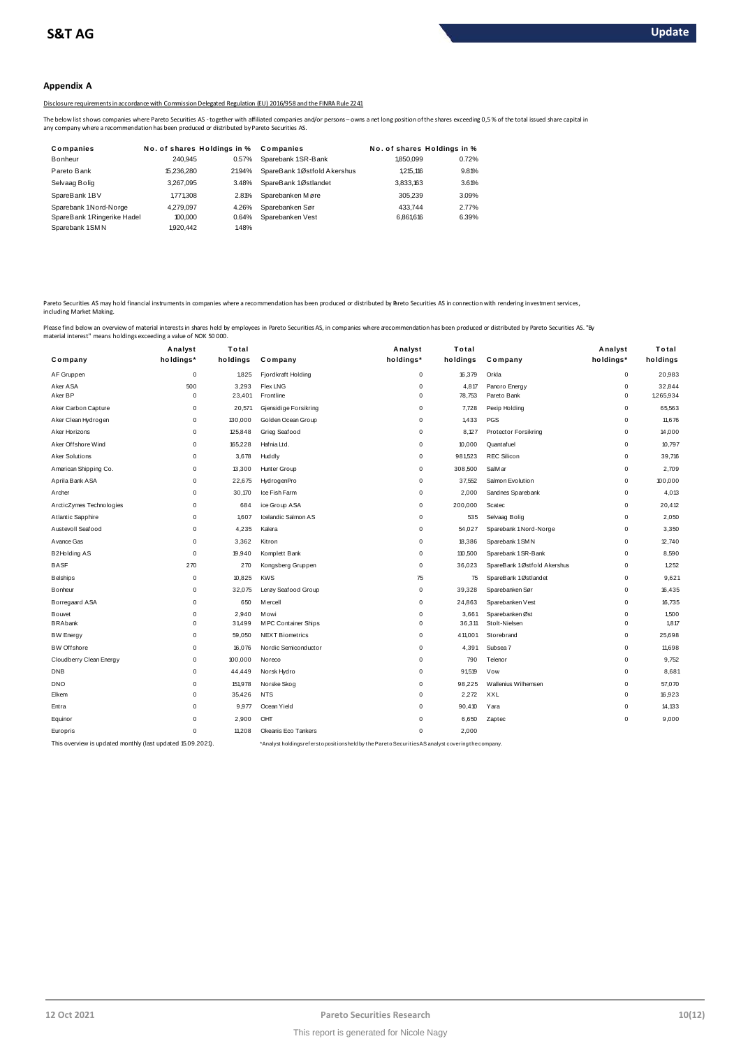## Appendix A

Disclosure requirements in accordance with Commission Delegated Regulation (EU) 2016/958 and the FINRA Rule 2241

The below list shows companies where Pareto Securities AS - together with affiliated companies and/or persons – owns a net long position of the shares exceeding 0,5 % of the total issued share capital in any company where a recommendation has been produced or distributed by Pareto Securities AS.

| Companies | No. of shares | Holdings in % | Companies | No. of shares | Holdings in % |
|---|---|---|---|---|---|
| Bonheur | 240,945 | 0.57% | Sparebank 1 SR-Bank | 1,850,099 | 0.72% |
| Pareto Bank | 15,236,280 | 21.94% | SpareBank 1 Østfold Akershus | 1,215,116 | 9.81% |
| Selvaag Bolig | 3,267,095 | 3.48% | SpareBank 1 Østlandet | 3,833,163 | 3.61% |
| SpareBank 1 BV | 1,771,308 | 2.81% | Sparebanken Møre | 305,239 | 3.09% |
| Sparebank 1 Nord-Norge | 4,279,097 | 4.26% | Sparebanken Sør | 433,744 | 2.77% |
| SpareBank 1 Ringerike Hadel | 100,000 | 0.64% | Sparebanken Vest | 6,861,616 | 6.39% |
| Sparebank 1 SMN | 1,920,442 | 1.48% | | | |

Pareto Securities AS may hold financial instruments in companies where a recommendation has been produced or distributed by Pareto Securities AS in connection with rendering investment services, including Market Making.

Please find below an overview of material interests in shares held by employees in Pareto Securities AS, in companies where a recommendation has been produced or distributed by Pareto Securities AS. "By material interest" means holdings exceeding a value of NOK 50 000.

| Company | Analyst holdings* | Total holdings | Company | Analyst holdings* | Total holdings | Company | Analyst holdings* | Total holdings |
|---|---|---|---|---|---|---|---|---|
| AF Gruppen | 0 | 1,825 | Fjordkraft Holding | 0 | 16,379 | Orkla | 0 | 20,983 |
| Aker ASA | 500 | 3,293 | Flex LNG | 0 | 4,817 | Panoro Energy | 0 | 32,844 |
| Aker BP | 0 | 23,401 | Frontline | 0 | 78,753 | Pareto Bank | 0 | 1,265,934 |
| Aker Carbon Capture | 0 | 20,571 | Gjensidige Forsikring | 0 | 7,728 | Pexip Holding | 0 | 65,563 |
| Aker Clean Hydrogen | 0 | 130,000 | Golden Ocean Group | 0 | 1,433 | PGS | 0 | 11,676 |
| Aker Horizons | 0 | 125,848 | Grieg Seafood | 0 | 8,127 | Protector Forsikring | 0 | 14,000 |
| Aker Offshore Wind | 0 | 165,228 | Hafnia Ltd. | 0 | 10,000 | Quantafuel | 0 | 10,797 |
| Aker Solutions | 0 | 3,678 | Huddly | 0 | 981,523 | REC Silicon | 0 | 39,716 |
| American Shipping Co. | 0 | 13,300 | Hunter Group | 0 | 308,500 | SalMar | 0 | 2,709 |
| Aprila Bank ASA | 0 | 22,675 | HydrogenPro | 0 | 37,552 | Salmon Evolution | 0 | 100,000 |
| Archer | 0 | 30,170 | Ice Fish Farm | 0 | 2,000 | Sandnes Sparebank | 0 | 4,013 |
| ArcticZymes Technologies | 0 | 684 | ice Group ASA | 0 | 200,000 | Scatec | 0 | 20,412 |
| Atlantic Sapphire | 0 | 1,607 | Icelandic Salmon AS | 0 | 535 | Selvaag Bolig | 0 | 2,050 |
| Austevoll Seafood | 0 | 4,235 | Kalera | 0 | 54,027 | Sparebank 1 Nord-Norge | 0 | 3,350 |
| Avance Gas | 0 | 3,362 | Kitron | 0 | 18,386 | Sparebank 1 SMN | 0 | 12,740 |
| B2Holding AS | 0 | 19,940 | Komplett Bank | 0 | 110,500 | Sparebank 1 SR-Bank | 0 | 8,590 |
| BASF | 270 | 270 | Kongsberg Gruppen | 0 | 36,023 | SpareBank 1 Østfold Akershus | 0 | 1,252 |
| Belships | 0 | 10,825 | KWS | 75 | 75 | SpareBank 1 Østlandet | 0 | 9,621 |
| Bonheur | 0 | 32,075 | Lerøy Seafood Group | 0 | 39,328 | Sparebanken Sør | 0 | 16,435 |
| Borregaard ASA | 0 | 650 | Mercell | 0 | 24,863 | Sparebanken Vest | 0 | 16,735 |
| Bouvet | 0 | 2,940 | Mowi | 0 | 3,661 | Sparebanken Øst | 0 | 1,500 |
| BRAbank | 0 | 31,499 | MPC Container Ships | 0 | 36,311 | Stolt-Nielsen | 0 | 1,817 |
| BW Energy | 0 | 59,050 | NEXT Biometrics | 0 | 411,001 | Storebrand | 0 | 25,698 |
| BW Offshore | 0 | 16,076 | Nordic Semiconductor | 0 | 4,391 | Subsea 7 | 0 | 11,698 |
| Cloudberry Clean Energy | 0 | 100,000 | Noreco | 0 | 790 | Telenor | 0 | 9,752 |
| DNB | 0 | 44,449 | Norsk Hydro | 0 | 91,519 | Vow | 0 | 8,681 |
| DNO | 0 | 151,978 | Norske Skog | 0 | 98,225 | Wallenius Wilhemsen | 0 | 57,070 |
| Elkem | 0 | 35,426 | NTS | 0 | 2,272 | XXL | 0 | 16,923 |
| Entra | 0 | 9,977 | Ocean Yield | 0 | 90,410 | Yara | 0 | 14,133 |
| Equinor | 0 | 2,900 | OHT | 0 | 6,650 | Zaptec | 0 | 9,000 |
| Europris | 0 | 11,208 | Okeanis Eco Tankers | 0 | 2,000 | | | |

This overview is updated monthly (last updated 15.09.2021).

*Analyst holdings refers to positions held by the Pareto Securities AS analyst covering the company.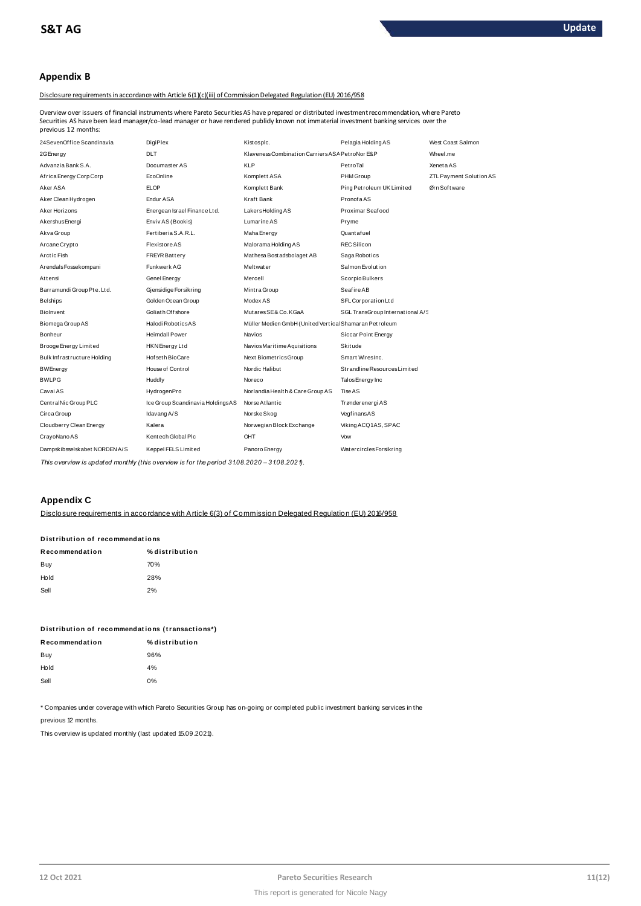## Appendix B

Disclosure requirements in accordance with Article 6(1)(c)(iii) of Commission Delegated Regulation (EU) 2016/958

Overview over issuers of financial instruments where Pareto Securities AS have prepared or distributed investment recommendation, where Pareto Securities AS have been lead manager/co-lead manager or have rendered publicly known not immaterial investment banking services over the previous 12 months:

| | | | | |
|---|---|---|---|---|
| 24SevenOffice Scandinavia | DigiPlex | Kistosplc. | Pelagia Holding AS | West Coast Salmon |
| 2G Energy | DLT | Klaveness Combination Carriers ASA | PetroNor E&P | Wheel.me |
| Advanzia Bank S.A. | Documaster AS | KLP | PetroTal | Xeneta AS |
| Africa Energy Corp Corp | EcoOnline | Komplett ASA | PHM Group | ZTL Payment Solution AS |
| Aker ASA | ELOP | Komplett Bank | Ping Petroleum UK Limited | Ørn Software |
| Aker Clean Hydrogen | Endur ASA | Kraft Bank | Pronofa AS | |
| Aker Horizons | Energean Israel Finance Ltd. | Lakers Holding AS | Proximar Seafood | |
| Akershus Energi | Enviv AS (Bookis) | Lumarine AS | Pryme | |
| Akva Group | Fertiberia S.A.R.L. | Maha Energy | Quantafuel | |
| Arcane Crypto | Flexistore AS | Malorama Holding AS | REC Silicon | |
| Arctic Fish | FREYR Battery | Mathesa Bostadsbolaget AB | Saga Robotics | |
| Arendals Fossekompani | Funkwerk AG | Meltwater | Salmon Evolution | |
| Attensi | Genel Energy | Mercell | Scorpio Bulkers | |
| Barramundi Group Pte. Ltd. | Gjensidige Forsikring | Mintra Group | Seafire AB | |
| Belships | Golden Ocean Group | Modex AS | SFL Corporation Ltd | |
| BioInvent | Goliath Offshore | Mutares SE& Co. KGaA | SGL TransGroup International A/S | |
| Biomega Group AS | Halodi Robotics AS | Müller Medien GmbH (United Vertical | Shamaran Petroleum | |
| Bonheur | Heimdall Power | Navios | Siccar Point Energy | |
| Brooge Energy Limited | HKN Energy Ltd | Navios Maritime Aquisitions | Skitude | |
| Bulk Infrastructure Holding | Hofseth BioCare | Next Biometrics Group | Smart Wires Inc. | |
| BW Energy | House of Control | Nordic Halibut | Strandline Resources Limited | |
| BW LPG | Huddly | Noreco | Talos Energy Inc | |
| Cavai AS | HydrogenPro | Norlandia Health & Care Group AS | Tise AS | |
| CentralNic Group PLC | Ice Group Scandinavia Holdings AS | Norse Atlantic | Trønderenergi AS | |
| Circa Group | Idavang A/S | Norske Skog | Vegfinans AS | |
| Cloudberry Clean Energy | Kalera | Norwegian Block Exchange | Viking ACQ1 AS, SPAC | |
| CrayoNano AS | Kentech Global Plc | OHT | Vow | |
| Dampskibsselskabet NORDEN A/S | Keppel FELS Limited | Panoro Energy | Watercircles Forsikring | |

*This overview is updated monthly (this overview is for the period 31.08.2020 – 31.08.2021).*

## Appendix C

Disclosure requirements in accordance with Article 6(3) of Commission Delegated Regulation (EU) 2016/958

**Distribution of recommendations**

| Recommendation | % distribution |
|---|---|
| Buy | 70% |
| Hold | 28% |
| Sell | 2% |

**Distribution of recommendations (transactions*)**

| Recommendation | % distribution |
|---|---|
| Buy | 96% |
| Hold | 4% |
| Sell | 0% |

* Companies under coverage with which Pareto Securities Group has on-going or completed public investment banking services in the previous 12 months.

This overview is updated monthly (last updated 15.09.2021).

This report is generated for Nicole Nagy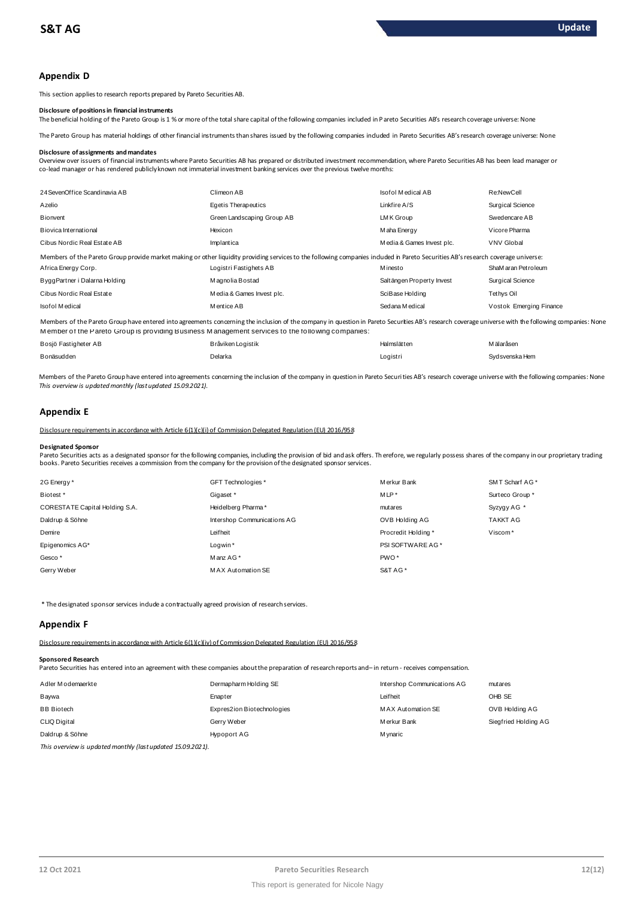## Appendix D

This section applies to research reports prepared by Pareto Securities AB.

**Disclosure of positions in financial instruments**

The beneficial holding of the Pareto Group is 1 % or more of the total share capital of the following companies included in Pareto Securities AB's research coverage universe: None

The Pareto Group has material holdings of other financial instruments than shares issued by the following companies included in Pareto Securities AB's research coverage universe: None

**Disclosure of assignments and mandates**

Overview over issuers of financial instruments where Pareto Securities AB has prepared or distributed investment recommendation, where Pareto Securities AB has been lead manager or co-lead manager or has rendered publicly known not immaterial investment banking services over the previous twelve months:

| | | | |
|---|---|---|---|
| 24SevenOffice Scandinavia AB | Climeon AB | Isofol Medical AB | Re:NewCell |
| Azelio | Egetis Therapeutics | Linkfire A/S | Surgical Science |
| Bionvent | Green Landscaping Group AB | LMK Group | Swedencare AB |
| Biovica International | Hexicon | Maha Energy | Vicore Pharma |
| Cibus Nordic Real Estate AB | Implantica | Media & Games Invest plc. | VNV Global |

Members of the Pareto Group provide market making or other liquidity providing services to the following companies included in Pareto Securities AB's research coverage universe:

| | | | |
|---|---|---|---|
| Africa Energy Corp. | Logistri Fastighets AB | Minesto | ShaMaran Petroleum |
| ByggPartner i Dalarna Holding | Magnolia Bostad | Saltängen Property Invest | Surgical Science |
| Cibus Nordic Real Estate | Media & Games Invest plc. | SciBase Holding | Tethys Oil |
| Isofol Medical | Mentice AB | Sedana Medical | Vostok Emerging Finance |

Members of the Pareto Group have entered into agreements concerning the inclusion of the company in question in Pareto Securities AB's research coverage universe with the following companies: None

Member of the Pareto Group is providing Business Management services to the following companies:

| | | | |
|---|---|---|---|
| Bosjö Fastigheter AB | Bråviken Logistik | Halmslätten | Mälaråsen |
| Bonäsudden | Delarka | Logistri | Sydsvenska Hem |

Members of the Pareto Group have entered into agreements concerning the inclusion of the company in question in Pareto Securities AB's research coverage universe with the following companies: None

*This overview is updated monthly (last updated 15.09.2021).*

## Appendix E

Disclosure requirements in accordance with Article 6(1)(c)(i) of Commission Delegated Regulation (EU) 2016/958

**Designated Sponsor**

Pareto Securities acts as a designated sponsor for the following companies, including the provision of bid and ask offers. Therefore, we regularly possess shares of the company in our proprietary trading books. Pareto Securities receives a commission from the company for the provision of the designated sponsor services.

| | | | |
|---|---|---|---|
| 2G Energy * | GFT Technologies * | Merkur Bank | SMT Scharf AG * |
| Biotest * | Gigaset * | MLP * | Surteco Group * |
| CORESTATE Capital Holding S.A. | Heidelberg Pharma * | mutares | Syzygy AG * |
| Daldrup & Söhne | Intershop Communications AG | OVB Holding AG | TAKKT AG |
| Demire | Leifheit | Procredit Holding * | Viscom * |
| Epigenomics AG* | Logwin * | PSI SOFTWARE AG * | |
| Gesco * | Manz AG * | PWO * | |
| Gerry Weber | MAX Automation SE | S&T AG * | |

\* The designated sponsor services include a contractually agreed provision of research services.

## Appendix F

Disclosure requirements in accordance with Article 6(1)(c)(iv) of Commission Delegated Regulation (EU) 2016/958

**Sponsored Research**

Pareto Securities has entered into an agreement with these companies about the preparation of research reports and – in return - receives compensation.

| | | | |
|---|---|---|---|
| Adler Modemaerkte | Dermapharm Holding SE | Intershop Communications AG | mutares |
| Baywa | Enapter | Leifheit | OHB SE |
| BB Biotech | Expres2ion Biotechnologies | MAX Automation SE | OVB Holding AG |
| CLIQ Digital | Gerry Weber | Merkur Bank | Siegfried Holding AG |
| Daldrup & Söhne | Hypoport AG | Mynaric | |

*This overview is updated monthly (last updated 15.09.2021).*